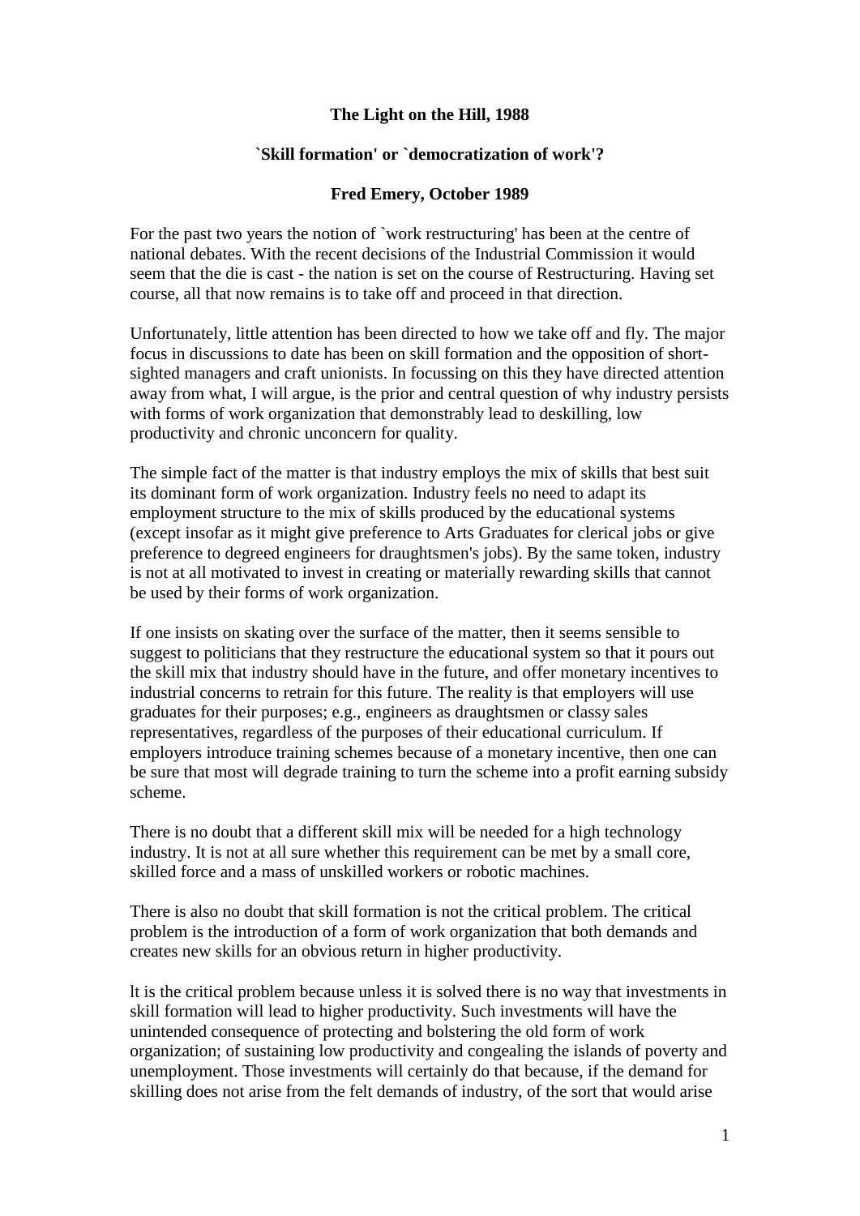# The Light on the Hill, 1988

## `Skill formation' or `democratization of work'?

**Fred Emery, October 1989**

For the past two years the notion of `work restructuring' has been at the centre of national debates. With the recent decisions of the Industrial Commission it would seem that the die is cast - the nation is set on the course of Restructuring. Having set course, all that now remains is to take off and proceed in that direction.

Unfortunately, little attention has been directed to how we take off and fly. The major focus in discussions to date has been on skill formation and the opposition of short-sighted managers and craft unionists. In focussing on this they have directed attention away from what, I will argue, is the prior and central question of why industry persists with forms of work organization that demonstrably lead to deskilling, low productivity and chronic unconcern for quality.

The simple fact of the matter is that industry employs the mix of skills that best suit its dominant form of work organization. Industry feels no need to adapt its employment structure to the mix of skills produced by the educational systems (except insofar as it might give preference to Arts Graduates for clerical jobs or give preference to degreed engineers for draughtsmen's jobs). By the same token, industry is not at all motivated to invest in creating or materially rewarding skills that cannot be used by their forms of work organization.

If one insists on skating over the surface of the matter, then it seems sensible to suggest to politicians that they restructure the educational system so that it pours out the skill mix that industry should have in the future, and offer monetary incentives to industrial concerns to retrain for this future. The reality is that employers will use graduates for their purposes; e.g., engineers as draughtsmen or classy sales representatives, regardless of the purposes of their educational curriculum. If employers introduce training schemes because of a monetary incentive, then one can be sure that most will degrade training to turn the scheme into a profit earning subsidy scheme.

There is no doubt that a different skill mix will be needed for a high technology industry. It is not at all sure whether this requirement can be met by a small core, skilled force and a mass of unskilled workers or robotic machines.

There is also no doubt that skill formation is not the critical problem. The critical problem is the introduction of a form of work organization that both demands and creates new skills for an obvious return in higher productivity.

lt is the critical problem because unless it is solved there is no way that investments in skill formation will lead to higher productivity. Such investments will have the unintended consequence of protecting and bolstering the old form of work organization; of sustaining low productivity and congealing the islands of poverty and unemployment. Those investments will certainly do that because, if the demand for skilling does not arise from the felt demands of industry, of the sort that would arise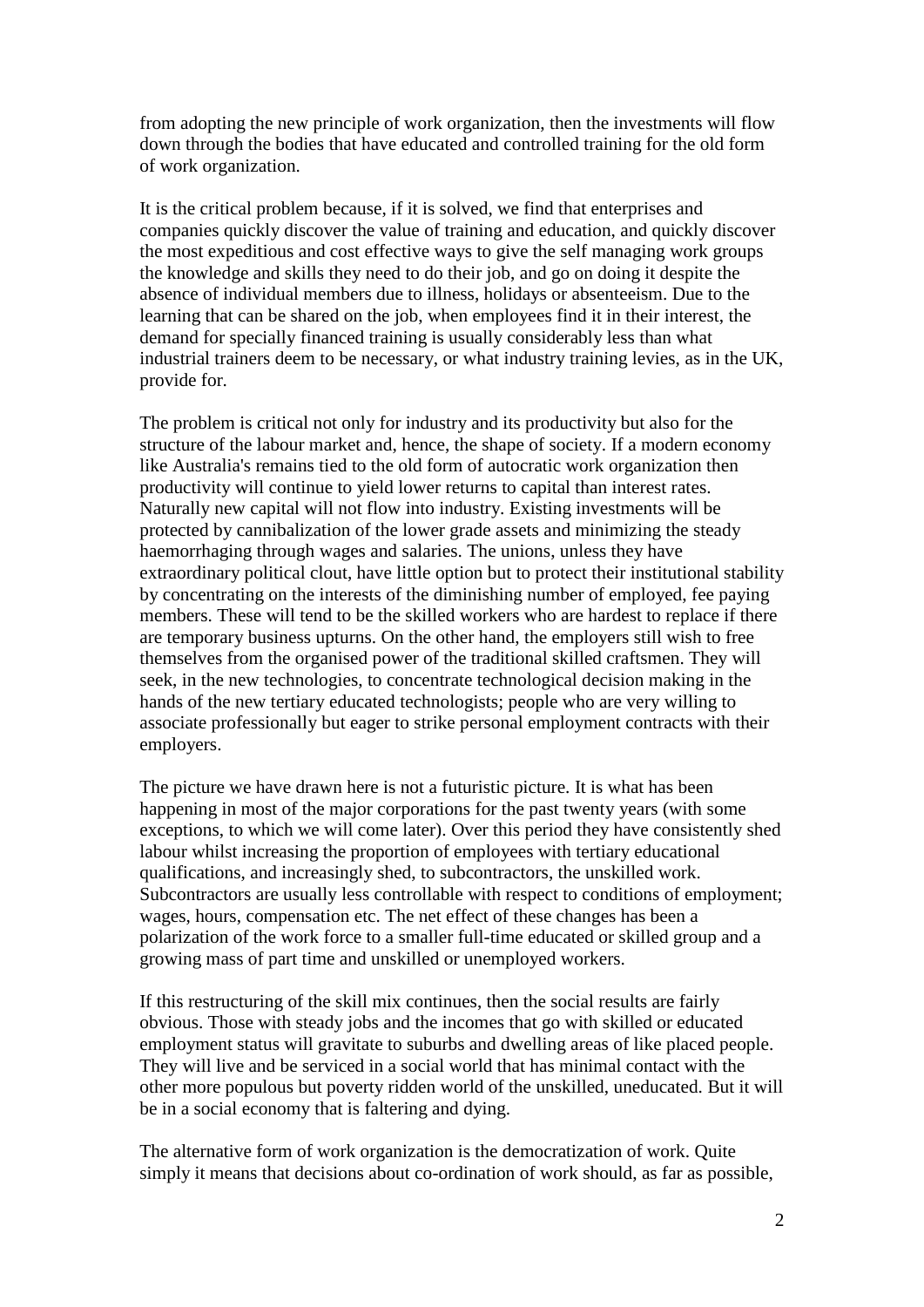from adopting the new principle of work organization, then the investments will flow down through the bodies that have educated and controlled training for the old form of work organization.

It is the critical problem because, if it is solved, we find that enterprises and companies quickly discover the value of training and education, and quickly discover the most expeditious and cost effective ways to give the self managing work groups the knowledge and skills they need to do their job, and go on doing it despite the absence of individual members due to illness, holidays or absenteeism. Due to the learning that can be shared on the job, when employees find it in their interest, the demand for specially financed training is usually considerably less than what industrial trainers deem to be necessary, or what industry training levies, as in the UK, provide for.

The problem is critical not only for industry and its productivity but also for the structure of the labour market and, hence, the shape of society. If a modern economy like Australia's remains tied to the old form of autocratic work organization then productivity will continue to yield lower returns to capital than interest rates. Naturally new capital will not flow into industry. Existing investments will be protected by cannibalization of the lower grade assets and minimizing the steady haemorrhaging through wages and salaries. The unions, unless they have extraordinary political clout, have little option but to protect their institutional stability by concentrating on the interests of the diminishing number of employed, fee paying members. These will tend to be the skilled workers who are hardest to replace if there are temporary business upturns. On the other hand, the employers still wish to free themselves from the organised power of the traditional skilled craftsmen. They will seek, in the new technologies, to concentrate technological decision making in the hands of the new tertiary educated technologists; people who are very willing to associate professionally but eager to strike personal employment contracts with their employers.

The picture we have drawn here is not a futuristic picture. It is what has been happening in most of the major corporations for the past twenty years (with some exceptions, to which we will come later). Over this period they have consistently shed labour whilst increasing the proportion of employees with tertiary educational qualifications, and increasingly shed, to subcontractors, the unskilled work. Subcontractors are usually less controllable with respect to conditions of employment; wages, hours, compensation etc. The net effect of these changes has been a polarization of the work force to a smaller full-time educated or skilled group and a growing mass of part time and unskilled or unemployed workers.

If this restructuring of the skill mix continues, then the social results are fairly obvious. Those with steady jobs and the incomes that go with skilled or educated employment status will gravitate to suburbs and dwelling areas of like placed people. They will live and be serviced in a social world that has minimal contact with the other more populous but poverty ridden world of the unskilled, uneducated. But it will be in a social economy that is faltering and dying.

The alternative form of work organization is the democratization of work. Quite simply it means that decisions about co-ordination of work should, as far as possible,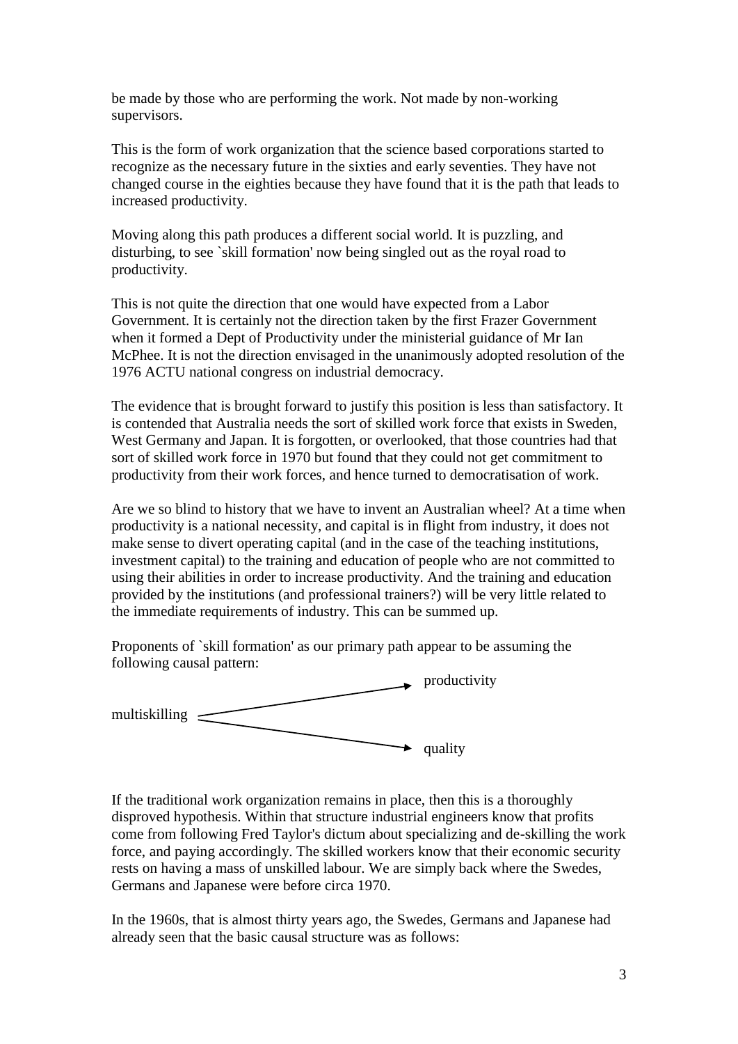be made by those who are performing the work. Not made by non-working supervisors.

This is the form of work organization that the science based corporations started to recognize as the necessary future in the sixties and early seventies. They have not changed course in the eighties because they have found that it is the path that leads to increased productivity.

Moving along this path produces a different social world. It is puzzling, and disturbing, to see `skill formation' now being singled out as the royal road to productivity.

This is not quite the direction that one would have expected from a Labor Government. It is certainly not the direction taken by the first Frazer Government when it formed a Dept of Productivity under the ministerial guidance of Mr Ian McPhee. It is not the direction envisaged in the unanimously adopted resolution of the 1976 ACTU national congress on industrial democracy.

The evidence that is brought forward to justify this position is less than satisfactory. It is contended that Australia needs the sort of skilled work force that exists in Sweden, West Germany and Japan. It is forgotten, or overlooked, that those countries had that sort of skilled work force in 1970 but found that they could not get commitment to productivity from their work forces, and hence turned to democratisation of work.

Are we so blind to history that we have to invent an Australian wheel? At a time when productivity is a national necessity, and capital is in flight from industry, it does not make sense to divert operating capital (and in the case of the teaching institutions, investment capital) to the training and education of people who are not committed to using their abilities in order to increase productivity. And the training and education provided by the institutions (and professional trainers?) will be very little related to the immediate requirements of industry. This can be summed up.

Proponents of `skill formation' as our primary path appear to be assuming the following causal pattern:

```
                                   → productivity
multiskilling
                                   → quality
```

If the traditional work organization remains in place, then this is a thoroughly disproved hypothesis. Within that structure industrial engineers know that profits come from following Fred Taylor's dictum about specializing and de-skilling the work force, and paying accordingly. The skilled workers know that their economic security rests on having a mass of unskilled labour. We are simply back where the Swedes, Germans and Japanese were before circa 1970.

In the 1960s, that is almost thirty years ago, the Swedes, Germans and Japanese had already seen that the basic causal structure was as follows: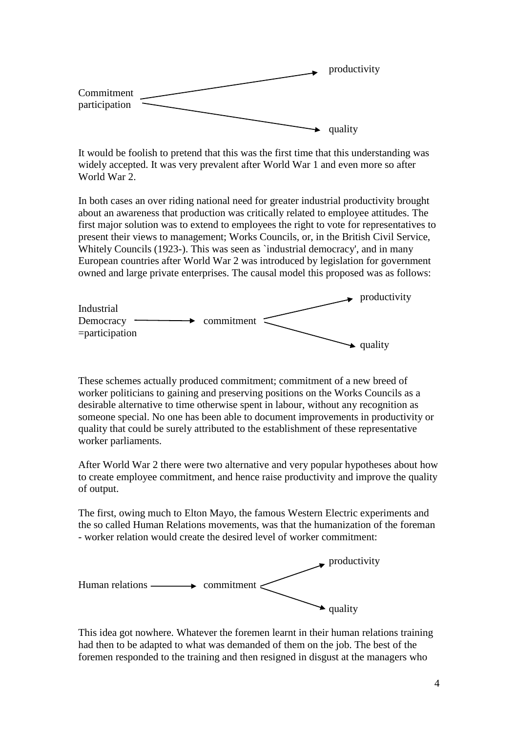```
Commitment  ──────────►  productivity
participation ─────────►  quality
```

It would be foolish to pretend that this was the first time that this understanding was widely accepted. It was very prevalent after World War 1 and even more so after World War 2.

In both cases an over riding national need for greater industrial productivity brought about an awareness that production was critically related to employee attitudes. The first major solution was to extend to employees the right to vote for representatives to present their views to management; Works Councils, or, in the British Civil Service, Whitely Councils (1923-). This was seen as `industrial democracy', and in many European countries after World War 2 was introduced by legislation for government owned and large private enterprises. The causal model this proposed was as follows:

```
Industrial                                ──► productivity
Democracy      ──────►  commitment  <
=participation                            ──► quality
```

These schemes actually produced commitment; commitment of a new breed of worker politicians to gaining and preserving positions on the Works Councils as a desirable alternative to time otherwise spent in labour, without any recognition as someone special. No one has been able to document improvements in productivity or quality that could be surely attributed to the establishment of these representative worker parliaments.

After World War 2 there were two alternative and very popular hypotheses about how to create employee commitment, and hence raise productivity and improve the quality of output.

The first, owing much to Elton Mayo, the famous Western Electric experiments and the so called Human Relations movements, was that the humanization of the foreman - worker relation would create the desired level of worker commitment:

```
                                          ──► productivity
Human relations ──────►  commitment  <
                                          ──► quality
```

This idea got nowhere. Whatever the foremen learnt in their human relations training had then to be adapted to what was demanded of them on the job. The best of the foremen responded to the training and then resigned in disgust at the managers who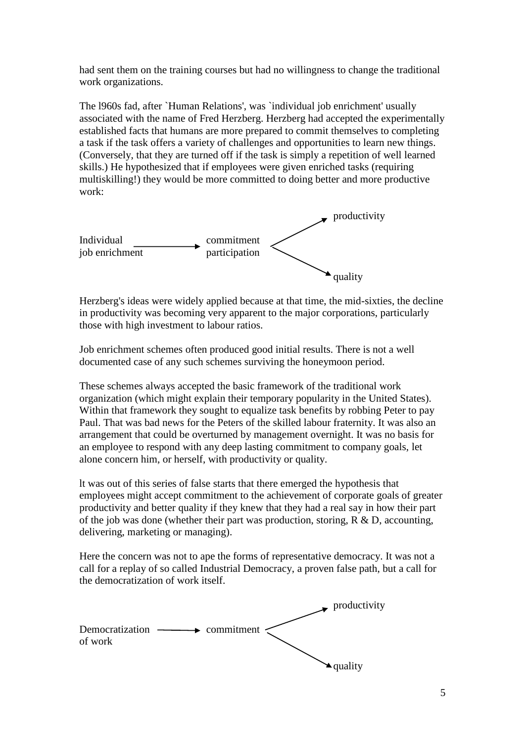had sent them on the training courses but had no willingness to change the traditional work organizations.

The l960s fad, after `Human Relations', was `individual job enrichment' usually associated with the name of Fred Herzberg. Herzberg had accepted the experimentally established facts that humans are more prepared to commit themselves to completing a task if the task offers a variety of challenges and opportunities to learn new things. (Conversely, that they are turned off if the task is simply a repetition of well learned skills.) He hypothesized that if employees were given enriched tasks (requiring multiskilling!) they would be more committed to doing better and more productive work:

```
                                                    productivity
                                                  ↗
Individual        ───────→   commitment
job enrichment               participation
                                                  ↘
                                                    quality
```

Herzberg's ideas were widely applied because at that time, the mid-sixties, the decline in productivity was becoming very apparent to the major corporations, particularly those with high investment to labour ratios.

Job enrichment schemes often produced good initial results. There is not a well documented case of any such schemes surviving the honeymoon period.

These schemes always accepted the basic framework of the traditional work organization (which might explain their temporary popularity in the United States). Within that framework they sought to equalize task benefits by robbing Peter to pay Paul. That was bad news for the Peters of the skilled labour fraternity. It was also an arrangement that could be overturned by management overnight. It was no basis for an employee to respond with any deep lasting commitment to company goals, let alone concern him, or herself, with productivity or quality.

lt was out of this series of false starts that there emerged the hypothesis that employees might accept commitment to the achievement of corporate goals of greater productivity and better quality if they knew that they had a real say in how their part of the job was done (whether their part was production, storing, R & D, accounting, delivering, marketing or managing).

Here the concern was not to ape the forms of representative democracy. It was not a call for a replay of so called Industrial Democracy, a proven false path, but a call for the democratization of work itself.

```
                                                    productivity
                                                  ↗
Democratization  ───────→   commitment
of work
                                                  ↘
                                                    quality
```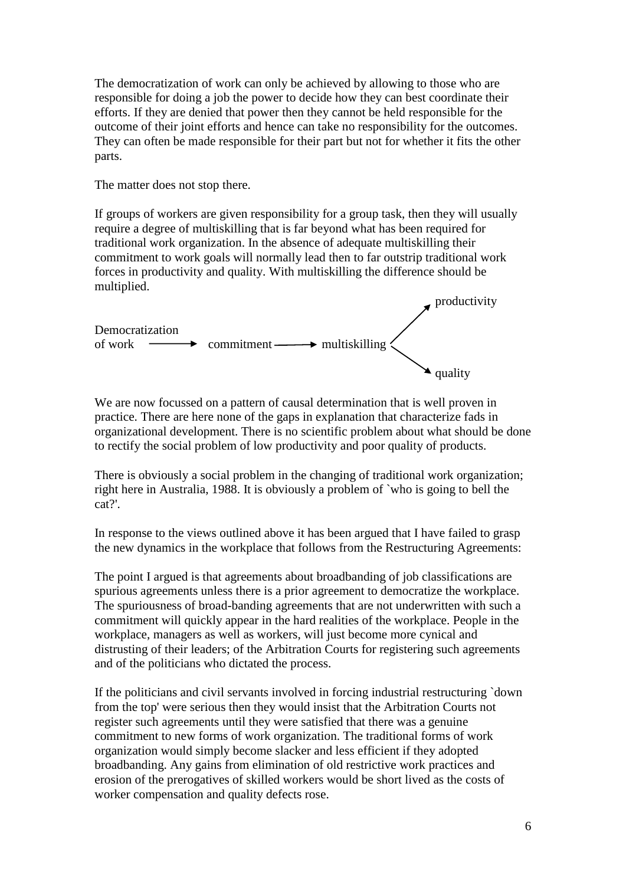The democratization of work can only be achieved by allowing to those who are responsible for doing a job the power to decide how they can best coordinate their efforts. If they are denied that power then they cannot be held responsible for the outcome of their joint efforts and hence can take no responsibility for the outcomes. They can often be made responsible for their part but not for whether it fits the other parts.

The matter does not stop there.

If groups of workers are given responsibility for a group task, then they will usually require a degree of multiskilling that is far beyond what has been required for traditional work organization. In the absence of adequate multiskilling their commitment to work goals will normally lead then to far outstrip traditional work forces in productivity and quality. With multiskilling the difference should be multiplied.

productivity

Democratization of work → commitment → multiskilling

quality

We are now focussed on a pattern of causal determination that is well proven in practice. There are here none of the gaps in explanation that characterize fads in organizational development. There is no scientific problem about what should be done to rectify the social problem of low productivity and poor quality of products.

There is obviously a social problem in the changing of traditional work organization; right here in Australia, 1988. It is obviously a problem of `who is going to bell the cat?'.

In response to the views outlined above it has been argued that I have failed to grasp the new dynamics in the workplace that follows from the Restructuring Agreements:

The point I argued is that agreements about broadbanding of job classifications are spurious agreements unless there is a prior agreement to democratize the workplace. The spuriousness of broad-banding agreements that are not underwritten with such a commitment will quickly appear in the hard realities of the workplace. People in the workplace, managers as well as workers, will just become more cynical and distrusting of their leaders; of the Arbitration Courts for registering such agreements and of the politicians who dictated the process.

If the politicians and civil servants involved in forcing industrial restructuring `down from the top' were serious then they would insist that the Arbitration Courts not register such agreements until they were satisfied that there was a genuine commitment to new forms of work organization. The traditional forms of work organization would simply become slacker and less efficient if they adopted broadbanding. Any gains from elimination of old restrictive work practices and erosion of the prerogatives of skilled workers would be short lived as the costs of worker compensation and quality defects rose.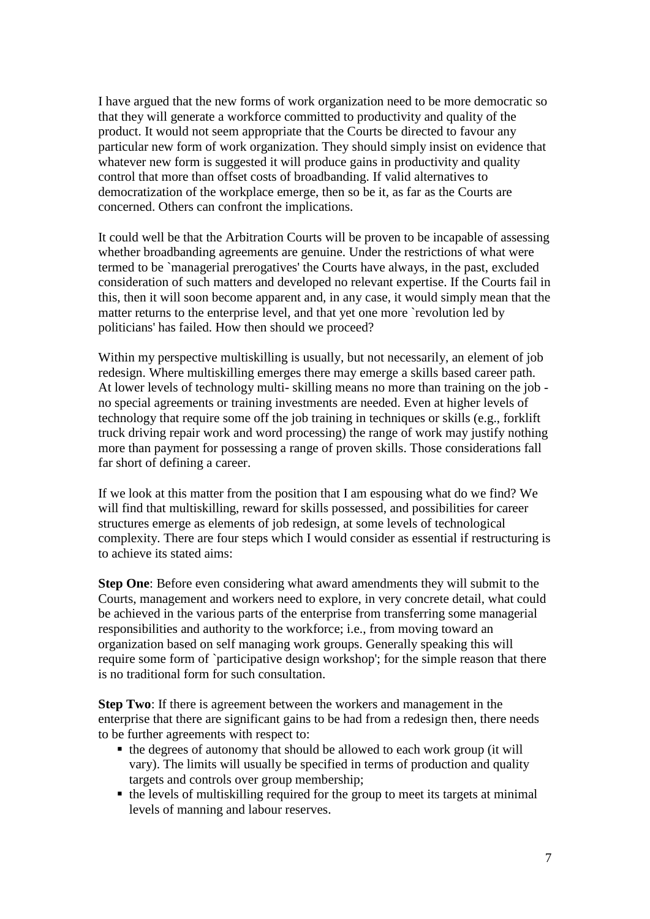I have argued that the new forms of work organization need to be more democratic so that they will generate a workforce committed to productivity and quality of the product. It would not seem appropriate that the Courts be directed to favour any particular new form of work organization. They should simply insist on evidence that whatever new form is suggested it will produce gains in productivity and quality control that more than offset costs of broadbanding. If valid alternatives to democratization of the workplace emerge, then so be it, as far as the Courts are concerned. Others can confront the implications.

It could well be that the Arbitration Courts will be proven to be incapable of assessing whether broadbanding agreements are genuine. Under the restrictions of what were termed to be `managerial prerogatives' the Courts have always, in the past, excluded consideration of such matters and developed no relevant expertise. If the Courts fail in this, then it will soon become apparent and, in any case, it would simply mean that the matter returns to the enterprise level, and that yet one more `revolution led by politicians' has failed. How then should we proceed?

Within my perspective multiskilling is usually, but not necessarily, an element of job redesign. Where multiskilling emerges there may emerge a skills based career path. At lower levels of technology multi- skilling means no more than training on the job - no special agreements or training investments are needed. Even at higher levels of technology that require some off the job training in techniques or skills (e.g., forklift truck driving repair work and word processing) the range of work may justify nothing more than payment for possessing a range of proven skills. Those considerations fall far short of defining a career.

If we look at this matter from the position that I am espousing what do we find? We will find that multiskilling, reward for skills possessed, and possibilities for career structures emerge as elements of job redesign, at some levels of technological complexity. There are four steps which I would consider as essential if restructuring is to achieve its stated aims:

**Step One**: Before even considering what award amendments they will submit to the Courts, management and workers need to explore, in very concrete detail, what could be achieved in the various parts of the enterprise from transferring some managerial responsibilities and authority to the workforce; i.e., from moving toward an organization based on self managing work groups. Generally speaking this will require some form of `participative design workshop'; for the simple reason that there is no traditional form for such consultation.

**Step Two**: If there is agreement between the workers and management in the enterprise that there are significant gains to be had from a redesign then, there needs to be further agreements with respect to:

- the degrees of autonomy that should be allowed to each work group (it will vary). The limits will usually be specified in terms of production and quality targets and controls over group membership;
- the levels of multiskilling required for the group to meet its targets at minimal levels of manning and labour reserves.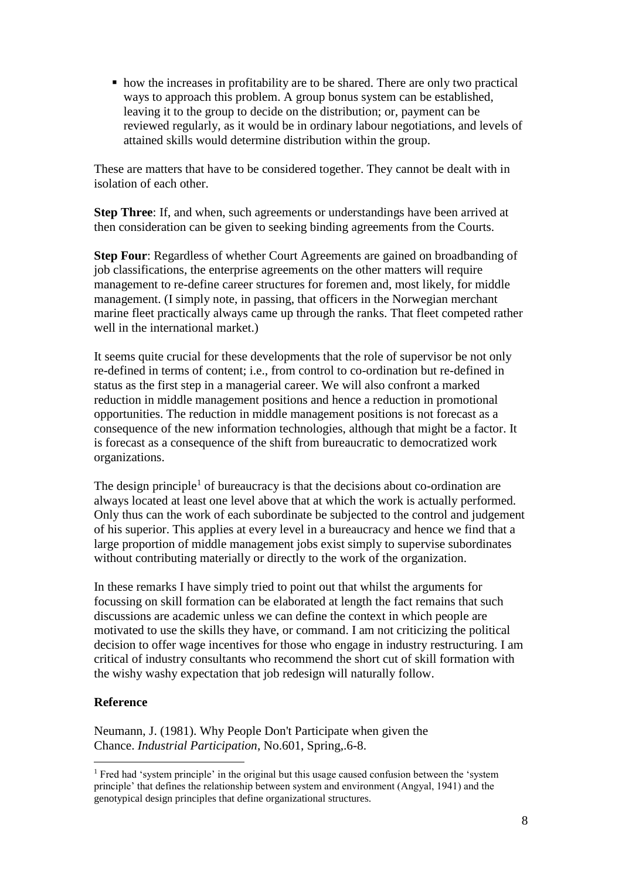- how the increases in profitability are to be shared. There are only two practical ways to approach this problem. A group bonus system can be established, leaving it to the group to decide on the distribution; or, payment can be reviewed regularly, as it would be in ordinary labour negotiations, and levels of attained skills would determine distribution within the group.

These are matters that have to be considered together. They cannot be dealt with in isolation of each other.

**Step Three**: If, and when, such agreements or understandings have been arrived at then consideration can be given to seeking binding agreements from the Courts.

**Step Four**: Regardless of whether Court Agreements are gained on broadbanding of job classifications, the enterprise agreements on the other matters will require management to re-define career structures for foremen and, most likely, for middle management. (I simply note, in passing, that officers in the Norwegian merchant marine fleet practically always came up through the ranks. That fleet competed rather well in the international market.)

It seems quite crucial for these developments that the role of supervisor be not only re-defined in terms of content; i.e., from control to co-ordination but re-defined in status as the first step in a managerial career. We will also confront a marked reduction in middle management positions and hence a reduction in promotional opportunities. The reduction in middle management positions is not forecast as a consequence of the new information technologies, although that might be a factor. It is forecast as a consequence of the shift from bureaucratic to democratized work organizations.

The design principle[1] of bureaucracy is that the decisions about co-ordination are always located at least one level above that at which the work is actually performed. Only thus can the work of each subordinate be subjected to the control and judgement of his superior. This applies at every level in a bureaucracy and hence we find that a large proportion of middle management jobs exist simply to supervise subordinates without contributing materially or directly to the work of the organization.

In these remarks I have simply tried to point out that whilst the arguments for focussing on skill formation can be elaborated at length the fact remains that such discussions are academic unless we can define the context in which people are motivated to use the skills they have, or command. I am not criticizing the political decision to offer wage incentives for those who engage in industry restructuring. I am critical of industry consultants who recommend the short cut of skill formation with the wishy washy expectation that job redesign will naturally follow.

### Reference

Neumann, J. (1981). Why People Don't Participate when given the Chance. *Industrial Participation*, No.601, Spring,.6-8.

[1] Fred had 'system principle' in the original but this usage caused confusion between the 'system principle' that defines the relationship between system and environment (Angyal, 1941) and the genotypical design principles that define organizational structures.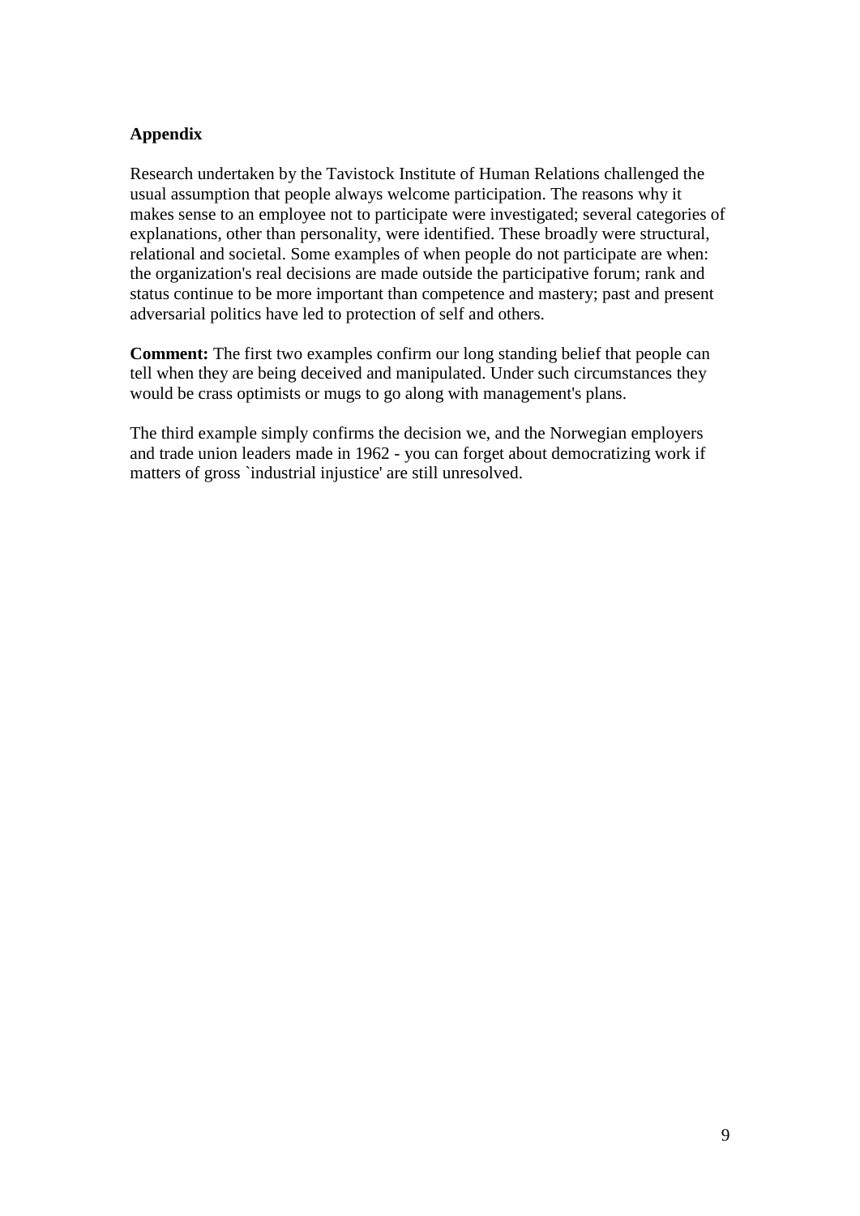**Appendix**

Research undertaken by the Tavistock Institute of Human Relations challenged the usual assumption that people always welcome participation. The reasons why it makes sense to an employee not to participate were investigated; several categories of explanations, other than personality, were identified. These broadly were structural, relational and societal. Some examples of when people do not participate are when: the organization's real decisions are made outside the participative forum; rank and status continue to be more important than competence and mastery; past and present adversarial politics have led to protection of self and others.

**Comment:** The first two examples confirm our long standing belief that people can tell when they are being deceived and manipulated. Under such circumstances they would be crass optimists or mugs to go along with management's plans.

The third example simply confirms the decision we, and the Norwegian employers and trade union leaders made in 1962 - you can forget about democratizing work if matters of gross `industrial injustice' are still unresolved.